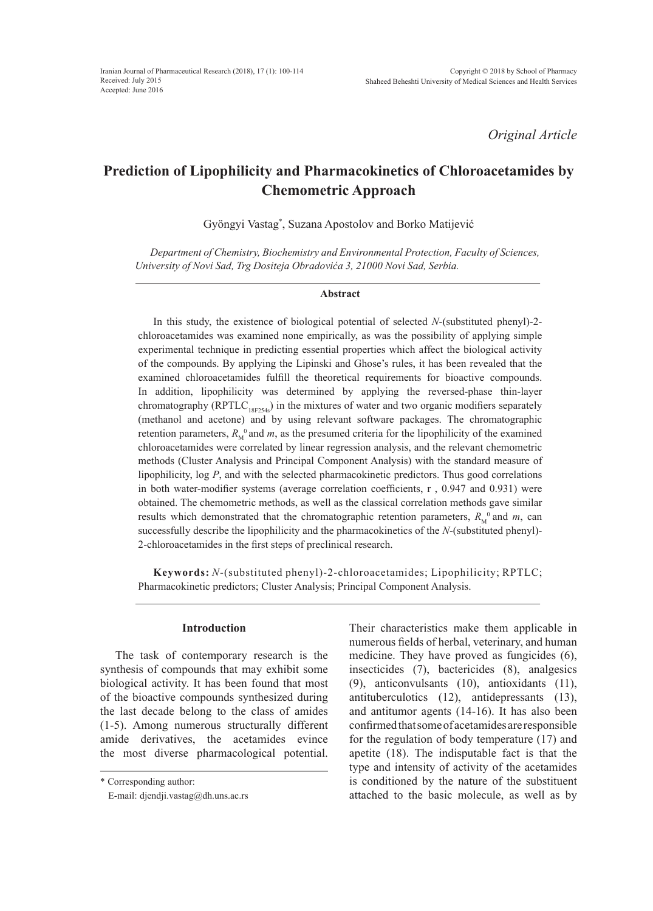*Original Article*

# Prediction of Lipophilicity and Pharmacokinetics of Chloroacetamides by Chemometric Approach

Gyöngyi Vastag*, Suzana Apostolov and Borko Matijević

*Department of Chemistry, Biochemistry and Environmental Protection, Faculty of Sciences, University of Novi Sad, Trg Dositeja Obradovića 3, 21000 Novi Sad, Serbia.*

### Abstract

In this study, the existence of biological potential of selected *N*-(substituted phenyl)-2-chloroacetamides was examined none empirically, as was the possibility of applying simple experimental technique in predicting essential properties which affect the biological activity of the compounds. By applying the Lipinski and Ghose's rules, it has been revealed that the examined chloroacetamides fulfill the theoretical requirements for bioactive compounds. In addition, lipophilicity was determined by applying the reversed-phase thin-layer chromatography ($RPTLC_{18F254s}$) in the mixtures of water and two organic modifiers separately (methanol and acetone) and by using relevant software packages. The chromatographic retention parameters, $R_M^0$ and *m*, as the presumed criteria for the lipophilicity of the examined chloroacetamides were correlated by linear regression analysis, and the relevant chemometric methods (Cluster Analysis and Principal Component Analysis) with the standard measure of lipophilicity, log *P*, and with the selected pharmacokinetic predictors. Thus good correlations in both water-modifier systems (average correlation coefficients, r , 0.947 and 0.931) were obtained. The chemometric methods, as well as the classical correlation methods gave similar results which demonstrated that the chromatographic retention parameters, $R_M^0$ and *m*, can successfully describe the lipophilicity and the pharmacokinetics of the *N*-(substituted phenyl)-2-chloroacetamides in the first steps of preclinical research.

**Keywords:** *N*-(substituted phenyl)-2-chloroacetamides; Lipophilicity; RPTLC; Pharmacokinetic predictors; Cluster Analysis; Principal Component Analysis.

## Introduction

The task of contemporary research is the synthesis of compounds that may exhibit some biological activity. It has been found that most of the bioactive compounds synthesized during the last decade belong to the class of amides (1-5). Among numerous structurally different amide derivatives, the acetamides evince the most diverse pharmacological potential. Their characteristics make them applicable in numerous fields of herbal, veterinary, and human medicine. They have proved as fungicides (6), insecticides (7), bactericides (8), analgesics (9), anticonvulsants (10), antioxidants (11), antituberculotics (12), antidepressants (13), and antitumor agents (14-16). It has also been confirmed that some of acetamides are responsible for the regulation of body temperature (17) and apetite (18). The indisputable fact is that the type and intensity of activity of the acetamides is conditioned by the nature of the substituent attached to the basic molecule, as well as by

\* Corresponding author:  
E-mail: djendji.vastag@dh.uns.ac.rs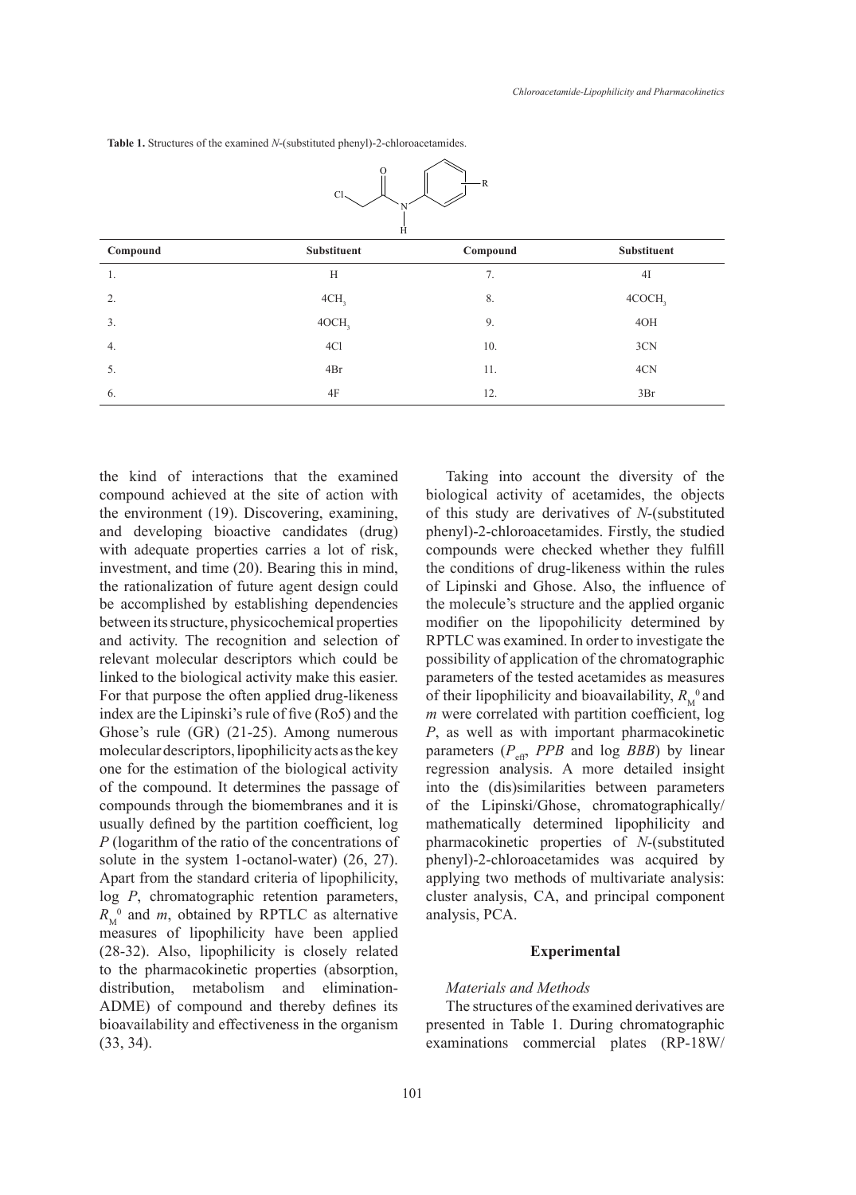**Table 1.** Structures of the examined *N*-(substituted phenyl)-2-chloroacetamides.

| Compound | Substituent | Compound | Substituent |
|---|---|---|---|
| 1. | H | 7. | 4I |
| 2. | $4CH_3$ | 8. | $4COCH_3$ |
| 3. | $4OCH_3$ | 9. | 4OH |
| 4. | 4Cl | 10. | 3CN |
| 5. | 4Br | 11. | 4CN |
| 6. | 4F | 12. | 3Br |

the kind of interactions that the examined compound achieved at the site of action with the environment (19). Discovering, examining, and developing bioactive candidates (drug) with adequate properties carries a lot of risk, investment, and time (20). Bearing this in mind, the rationalization of future agent design could be accomplished by establishing dependencies between its structure, physicochemical properties and activity. The recognition and selection of relevant molecular descriptors which could be linked to the biological activity make this easier. For that purpose the often applied drug-likeness index are the Lipinski's rule of five (Ro5) and the Ghose's rule (GR) (21-25). Among numerous molecular descriptors, lipophilicity acts as the key one for the estimation of the biological activity of the compound. It determines the passage of compounds through the biomembranes and it is usually defined by the partition coefficient, log *P* (logarithm of the ratio of the concentrations of solute in the system 1-octanol-water) (26, 27). Apart from the standard criteria of lipophilicity, log *P*, chromatographic retention parameters, $R_M^0$ and *m*, obtained by RPTLC as alternative measures of lipophilicity have been applied (28-32). Also, lipophilicity is closely related to the pharmacokinetic properties (absorption, distribution, metabolism and elimination-ADME) of compound and thereby defines its bioavailability and effectiveness in the organism (33, 34).

Taking into account the diversity of the biological activity of acetamides, the objects of this study are derivatives of *N*-(substituted phenyl)-2-chloroacetamides. Firstly, the studied compounds were checked whether they fulfill the conditions of drug-likeness within the rules of Lipinski and Ghose. Also, the influence of the molecule's structure and the applied organic modifier on the lipopohilicity determined by RPTLC was examined. In order to investigate the possibility of application of the chromatographic parameters of the tested acetamides as measures of their lipophilicity and bioavailability, $R_M^0$ and *m* were correlated with partition coefficient, log *P*, as well as with important pharmacokinetic parameters ($P_{eff}$, *PPB* and log *BBB*) by linear regression analysis. A more detailed insight into the (dis)similarities between parameters of the Lipinski/Ghose, chromatographically/mathematically determined lipophilicity and pharmacokinetic properties of *N*-(substituted phenyl)-2-chloroacetamides was acquired by applying two methods of multivariate analysis: cluster analysis, CA, and principal component analysis, PCA.

## Experimental

### *Materials and Methods*

The structures of the examined derivatives are presented in Table 1. During chromatographic examinations commercial plates (RP-18W/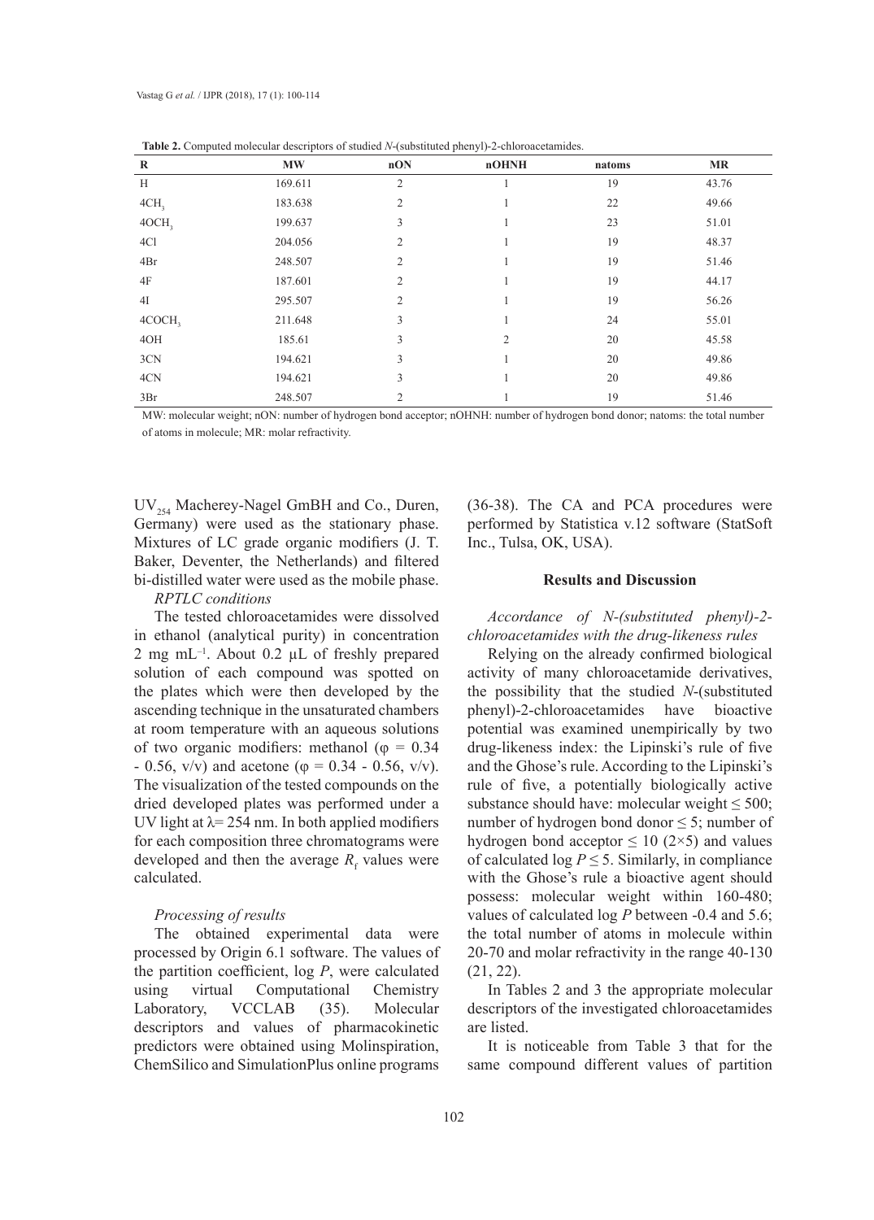**Table 2.** Computed molecular descriptors of studied *N*-(substituted phenyl)-2-chloroacetamides.

| R | MW | nON | nOHNH | natoms | MR |
|---|---|---|---|---|---|
| H | 169.611 | 2 | 1 | 19 | 43.76 |
| $4CH_3$ | 183.638 | 2 | 1 | 22 | 49.66 |
| $4OCH_3$ | 199.637 | 3 | 1 | 23 | 51.01 |
| 4Cl | 204.056 | 2 | 1 | 19 | 48.37 |
| 4Br | 248.507 | 2 | 1 | 19 | 51.46 |
| 4F | 187.601 | 2 | 1 | 19 | 44.17 |
| 4I | 295.507 | 2 | 1 | 19 | 56.26 |
| $4COCH_3$ | 211.648 | 3 | 1 | 24 | 55.01 |
| 4OH | 185.61 | 3 | 2 | 20 | 45.58 |
| 3CN | 194.621 | 3 | 1 | 20 | 49.86 |
| 4CN | 194.621 | 3 | 1 | 20 | 49.86 |
| 3Br | 248.507 | 2 | 1 | 19 | 51.46 |

MW: molecular weight; nON: number of hydrogen bond acceptor; nOHNH: number of hydrogen bond donor; natoms: the total number of atoms in molecule; MR: molar refractivity.

$UV_{254}$ Macherey-Nagel GmBH and Co., Duren, Germany) were used as the stationary phase. Mixtures of LC grade organic modifiers (J. T. Baker, Deventer, the Netherlands) and filtered bi-distilled water were used as the mobile phase.

*RPTLC conditions*

The tested chloroacetamides were dissolved in ethanol (analytical purity) in concentration 2 mg $mL^{-1}$. About 0.2 μL of freshly prepared solution of each compound was spotted on the plates which were then developed by the ascending technique in the unsaturated chambers at room temperature with an aqueous solutions of two organic modifiers: methanol ($\varphi$ = 0.34 - 0.56, v/v) and acetone ($\varphi$ = 0.34 - 0.56, v/v). The visualization of the tested compounds on the dried developed plates was performed under a UV light at $\lambda$= 254 nm. In both applied modifiers for each composition three chromatograms were developed and then the average $R_f$ values were calculated.

*Processing of results*

The obtained experimental data were processed by Origin 6.1 software. The values of the partition coefficient, log *P*, were calculated using virtual Computational Chemistry Laboratory, VCCLAB (35). Molecular descriptors and values of pharmacokinetic predictors were obtained using Molinspiration, ChemSilico and SimulationPlus online programs (36-38). The CA and PCA procedures were performed by Statistica v.12 software (StatSoft Inc., Tulsa, OK, USA).

## Results and Discussion

*Accordance of N-(substituted phenyl)-2-chloroacetamides with the drug-likeness rules*

Relying on the already confirmed biological activity of many chloroacetamide derivatives, the possibility that the studied *N*-(substituted phenyl)-2-chloroacetamides have bioactive potential was examined unempirically by two drug-likeness index: the Lipinski's rule of five and the Ghose's rule. According to the Lipinski's rule of five, a potentially biologically active substance should have: molecular weight ≤ 500; number of hydrogen bond donor ≤ 5; number of hydrogen bond acceptor ≤ 10 (2×5) and values of calculated log *P* ≤ 5. Similarly, in compliance with the Ghose's rule a bioactive agent should possess: molecular weight within 160-480; values of calculated log *P* between -0.4 and 5.6; the total number of atoms in molecule within 20-70 and molar refractivity in the range 40-130 (21, 22).

In Tables 2 and 3 the appropriate molecular descriptors of the investigated chloroacetamides are listed.

It is noticeable from Table 3 that for the same compound different values of partition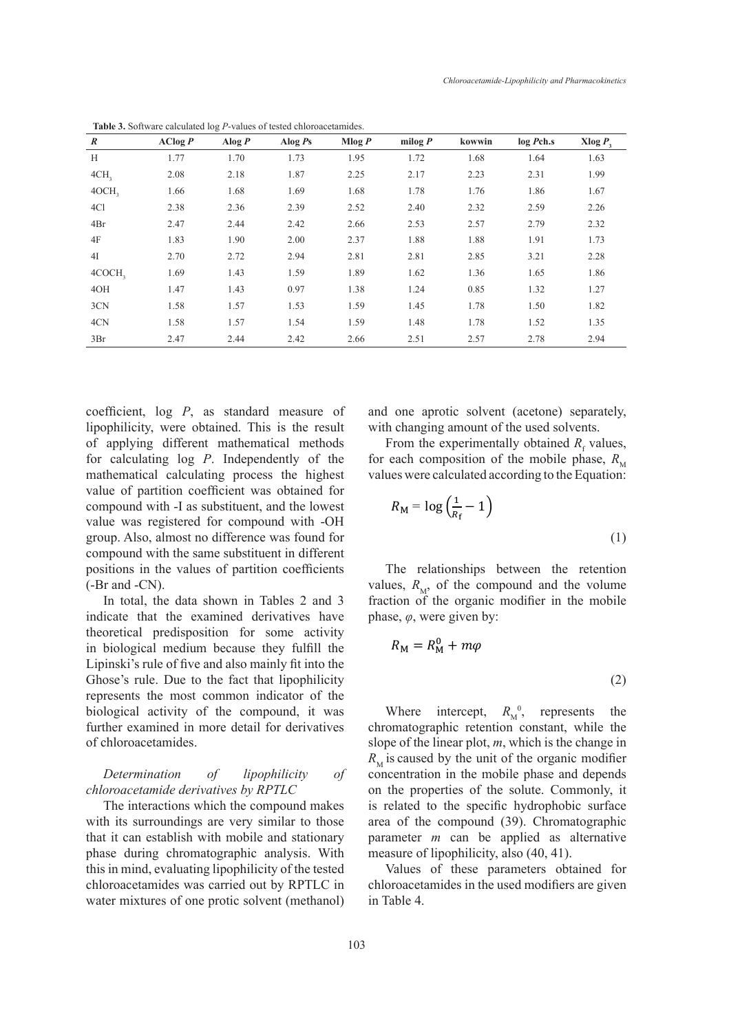**Table 3.** Software calculated log *P*-values of tested chloroacetamides.

| *R* | AClog *P* | Alog *P* | Alog *Ps* | Mlog *P* | milog *P* | kowwin | log *P*ch.s | Xlog $P_3$ |
|---|---|---|---|---|---|---|---|---|
| H | 1.77 | 1.70 | 1.73 | 1.95 | 1.72 | 1.68 | 1.64 | 1.63 |
| $4CH_3$ | 2.08 | 2.18 | 1.87 | 2.25 | 2.17 | 2.23 | 2.31 | 1.99 |
| $4OCH_3$ | 1.66 | 1.68 | 1.69 | 1.68 | 1.78 | 1.76 | 1.86 | 1.67 |
| 4Cl | 2.38 | 2.36 | 2.39 | 2.52 | 2.40 | 2.32 | 2.59 | 2.26 |
| 4Br | 2.47 | 2.44 | 2.42 | 2.66 | 2.53 | 2.57 | 2.79 | 2.32 |
| 4F | 1.83 | 1.90 | 2.00 | 2.37 | 1.88 | 1.88 | 1.91 | 1.73 |
| 4I | 2.70 | 2.72 | 2.94 | 2.81 | 2.81 | 2.85 | 3.21 | 2.28 |
| $4COCH_3$ | 1.69 | 1.43 | 1.59 | 1.89 | 1.62 | 1.36 | 1.65 | 1.86 |
| 4OH | 1.47 | 1.43 | 0.97 | 1.38 | 1.24 | 0.85 | 1.32 | 1.27 |
| 3CN | 1.58 | 1.57 | 1.53 | 1.59 | 1.45 | 1.78 | 1.50 | 1.82 |
| 4CN | 1.58 | 1.57 | 1.54 | 1.59 | 1.48 | 1.78 | 1.52 | 1.35 |
| 3Br | 2.47 | 2.44 | 2.42 | 2.66 | 2.51 | 2.57 | 2.78 | 2.94 |

coefficient, log *P*, as standard measure of lipophilicity, were obtained. This is the result of applying different mathematical methods for calculating log *P*. Independently of the mathematical calculating process the highest value of partition coefficient was obtained for compound with -I as substituent, and the lowest value was registered for compound with -OH group. Also, almost no difference was found for compound with the same substituent in different positions in the values of partition coefficients (-Br and -CN).

In total, the data shown in Tables 2 and 3 indicate that the examined derivatives have theoretical predisposition for some activity in biological medium because they fulfill the Lipinski's rule of five and also mainly fit into the Ghose's rule. Due to the fact that lipophilicity represents the most common indicator of the biological activity of the compound, it was further examined in more detail for derivatives of chloroacetamides.

### *Determination of lipophilicity of chloroacetamide derivatives by RPTLC*

The interactions which the compound makes with its surroundings are very similar to those that it can establish with mobile and stationary phase during chromatographic analysis. With this in mind, evaluating lipophilicity of the tested chloroacetamides was carried out by RPTLC in water mixtures of one protic solvent (methanol) and one aprotic solvent (acetone) separately, with changing amount of the used solvents.

From the experimentally obtained $R_f$ values, for each composition of the mobile phase, $R_M$ values were calculated according to the Equation:

$$R_M = \log\left(\frac{1}{R_f} - 1\right) \quad (1)$$

The relationships between the retention values, $R_M$, of the compound and the volume fraction of the organic modifier in the mobile phase, $\varphi$, were given by:

$$R_M = R_M^0 + m\varphi \quad (2)$$

Where intercept, $R_M^0$, represents the chromatographic retention constant, while the slope of the linear plot, *m*, which is the change in $R_M$ is caused by the unit of the organic modifier concentration in the mobile phase and depends on the properties of the solute. Commonly, it is related to the specific hydrophobic surface area of the compound (39). Chromatographic parameter *m* can be applied as alternative measure of lipophilicity, also (40, 41).

Values of these parameters obtained for chloroacetamides in the used modifiers are given in Table 4.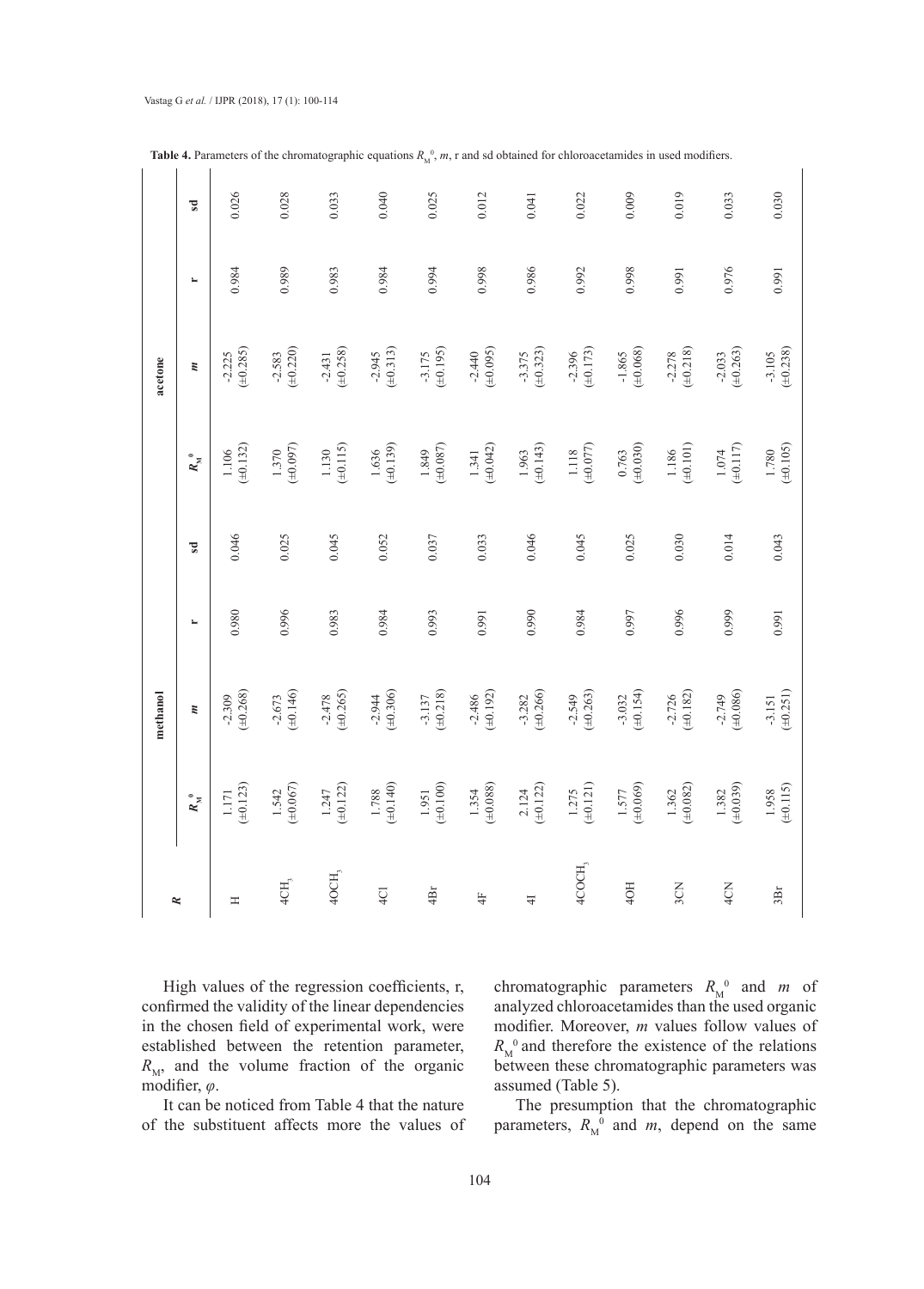**Table 4.** Parameters of the chromatographic equations $R_M^0$, $m$, r and sd obtained for chloroacetamides in used modifiers.

| *R* | methanol | | | | acetone | | | |
|---|---|---|---|---|---|---|---|---|
| | $R_M^0$ | *m* | r | sd | $R_M^0$ | *m* | r | sd |
| H | 1.171 (±0.123) | -2.309 (±0.268) | 0.980 | 0.046 | 1.106 (±0.132) | -2.225 (±0.285) | 0.984 | 0.026 |
| $4CH_3$ | 1.542 (±0.067) | -2.673 (±0.146) | 0.996 | 0.025 | 1.370 (±0.097) | -2.583 (±0.220) | 0.989 | 0.028 |
| $4OCH_3$ | 1.247 (±0.122) | -2.478 (±0.265) | 0.983 | 0.045 | 1.130 (±0.115) | -2.431 (±0.258) | 0.983 | 0.033 |
| 4Cl | 1.788 (±0.140) | -2.944 (±0.306) | 0.984 | 0.052 | 1.636 (±0.139) | -2.945 (±0.313) | 0.984 | 0.040 |
| 4Br | 1.951 (±0.100) | -3.137 (±0.218) | 0.993 | 0.037 | 1.849 (±0.087) | -3.175 (±0.195) | 0.994 | 0.025 |
| 4F | 1.354 (±0.088) | -2.486 (±0.192) | 0.991 | 0.033 | 1.341 (±0.042) | -2.440 (±0.095) | 0.998 | 0.012 |
| 4I | 2.124 (±0.122) | -3.282 (±0.266) | 0.990 | 0.046 | 1.963 (±0.143) | -3.375 (±0.323) | 0.986 | 0.041 |
| $4COCH_3$ | 1.275 (±0.121) | -2.549 (±0.263) | 0.984 | 0.045 | 1.118 (±0.077) | -2.396 (±0.173) | 0.992 | 0.022 |
| 4OH | 1.577 (±0.069) | -3.032 (±0.154) | 0.997 | 0.025 | 0.763 (±0.030) | -1.865 (±0.068) | 0.998 | 0.009 |
| 3CN | 1.362 (±0.082) | -2.726 (±0.182) | 0.996 | 0.030 | 1.186 (±0.101) | -2.278 (±0.218) | 0.991 | 0.019 |
| 4CN | 1.382 (±0.039) | -2.749 (±0.086) | 0.999 | 0.014 | 1.074 (±0.117) | -2.033 (±0.263) | 0.976 | 0.033 |
| 3Br | 1.958 (±0.115) | -3.151 (±0.251) | 0.991 | 0.043 | 1.780 (±0.105) | -3.105 (±0.238) | 0.991 | 0.030 |

High values of the regression coefficients, r, confirmed the validity of the linear dependencies in the chosen field of experimental work, were established between the retention parameter, $R_M$, and the volume fraction of the organic modifier, $\varphi$.

It can be noticed from Table 4 that the nature of the substituent affects more the values of chromatographic parameters $R_M^0$ and $m$ of analyzed chloroacetamides than the used organic modifier. Moreover, $m$ values follow values of $R_M^0$ and therefore the existence of the relations between these chromatographic parameters was assumed (Table 5).

The presumption that the chromatographic parameters, $R_M^0$ and $m$, depend on the same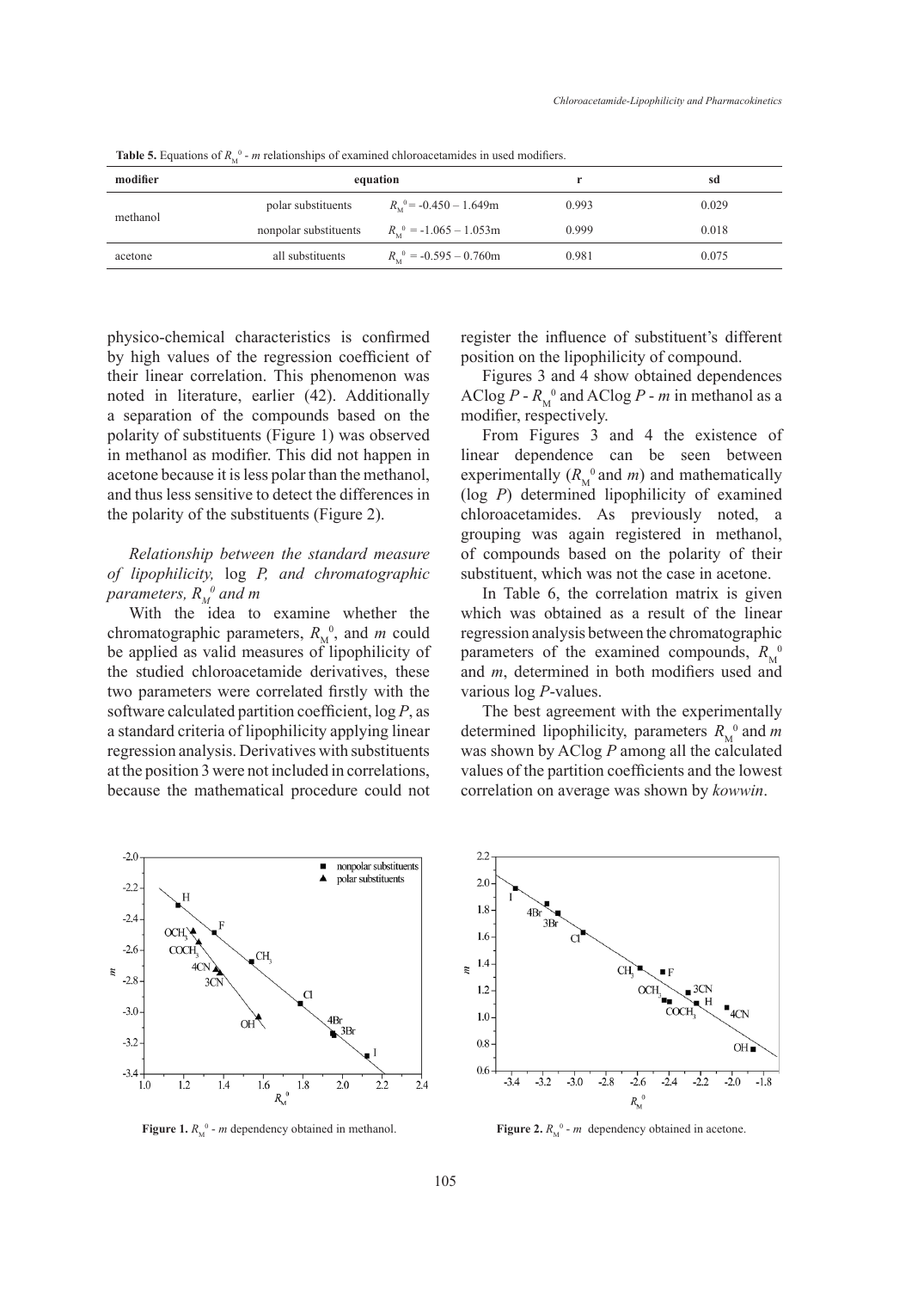**Table 5.** Equations of $R_M^0$ - $m$ relationships of examined chloroacetamides in used modifiers.

| modifier | equation | | r | sd |
|---|---|---|---|---|
| methanol | polar substituents | $R_M^0 = -0.450 - 1.649m$ | 0.993 | 0.029 |
| | nonpolar substituents | $R_M^0 = -1.065 - 1.053m$ | 0.999 | 0.018 |
| acetone | all substituents | $R_M^0 = -0.595 - 0.760m$ | 0.981 | 0.075 |

physico-chemical characteristics is confirmed by high values of the regression coefficient of their linear correlation. This phenomenon was noted in literature, earlier (42). Additionally a separation of the compounds based on the polarity of substituents (Figure 1) was observed in methanol as modifier. This did not happen in acetone because it is less polar than the methanol, and thus less sensitive to detect the differences in the polarity of the substituents (Figure 2).

*Relationship between the standard measure of lipophilicity,* log *P, and chromatographic parameters,* $R_M^0$ *and m*

With the idea to examine whether the chromatographic parameters, $R_M^0$, and $m$ could be applied as valid measures of lipophilicity of the studied chloroacetamide derivatives, these two parameters were correlated firstly with the software calculated partition coefficient, log $P$, as a standard criteria of lipophilicity applying linear regression analysis. Derivatives with substituents at the position 3 were not included in correlations, because the mathematical procedure could not register the influence of substituent's different position on the lipophilicity of compound.

Figures 3 and 4 show obtained dependences AClog $P$ - $R_M^0$ and AClog $P$ - $m$ in methanol as a modifier, respectively.

From Figures 3 and 4 the existence of linear dependence can be seen between experimentally ($R_M^0$ and $m$) and mathematically (log $P$) determined lipophilicity of examined chloroacetamides. As previously noted, a grouping was again registered in methanol, of compounds based on the polarity of their substituent, which was not the case in acetone.

In Table 6, the correlation matrix is given which was obtained as a result of the linear regression analysis between the chromatographic parameters of the examined compounds, $R_M^0$ and $m$, determined in both modifiers used and various log $P$-values.

The best agreement with the experimentally determined lipophilicity, parameters $R_M^0$ and $m$ was shown by AClog $P$ among all the calculated values of the partition coefficients and the lowest correlation on average was shown by *kowwin*.

**Figure 1.** $R_M^0$ - $m$ dependency obtained in methanol.

**Figure 2.** $R_M^0$ - $m$ dependency obtained in acetone.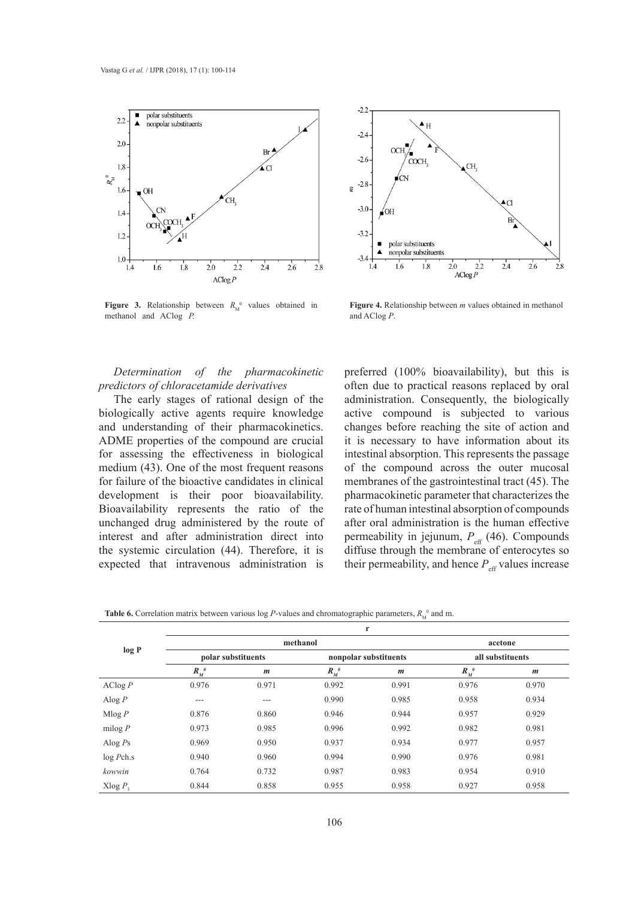**Figure 3.** Relationship between $R_M^0$ values obtained in methanol and AClog $P$.

**Figure 4.** Relationship between $m$ values obtained in methanol and AClog $P$.

*Determination of the pharmacokinetic predictors of chloracetamide derivatives*

The early stages of rational design of the biologically active agents require knowledge and understanding of their pharmacokinetics. ADME properties of the compound are crucial for assessing the effectiveness in biological medium (43). One of the most frequent reasons for failure of the bioactive candidates in clinical development is their poor bioavailability. Bioavailability represents the ratio of the unchanged drug administered by the route of interest and after administration direct into the systemic circulation (44). Therefore, it is expected that intravenous administration is preferred (100% bioavailability), but this is often due to practical reasons replaced by oral administration. Consequently, the biologically active compound is subjected to various changes before reaching the site of action and it is necessary to have information about its intestinal absorption. This represents the passage of the compound across the outer mucosal membranes of the gastrointestinal tract (45). The pharmacokinetic parameter that characterizes the rate of human intestinal absorption of compounds after oral administration is the human effective permeability in jejunum, $P_{eff}$ (46). Compounds diffuse through the membrane of enterocytes so their permeability, and hence $P_{eff}$ values increase

**Table 6.** Correlation matrix between various log $P$-values and chromatographic parameters, $R_M^0$ and m.

| log P | r | | | | | |
|---|---|---|---|---|---|---|
| | methanol | | | | acetone | |
| | polar substituents | | nonpolar substituents | | all substituents | |
| | $R_M^0$ | $m$ | $R_M^0$ | $m$ | $R_M^0$ | $m$ |
| AClog $P$ | 0.976 | 0.971 | 0.992 | 0.991 | 0.976 | 0.970 |
| Alog $P$ | --- | --- | 0.990 | 0.985 | 0.958 | 0.934 |
| Mlog $P$ | 0.876 | 0.860 | 0.946 | 0.944 | 0.957 | 0.929 |
| milog $P$ | 0.973 | 0.985 | 0.996 | 0.992 | 0.982 | 0.981 |
| Alog $P$s | 0.969 | 0.950 | 0.937 | 0.934 | 0.977 | 0.957 |
| log $P$ch.s | 0.940 | 0.960 | 0.994 | 0.990 | 0.976 | 0.981 |
| *kowwin* | 0.764 | 0.732 | 0.987 | 0.983 | 0.954 | 0.910 |
| Xlog $P_3$ | 0.844 | 0.858 | 0.955 | 0.958 | 0.927 | 0.958 |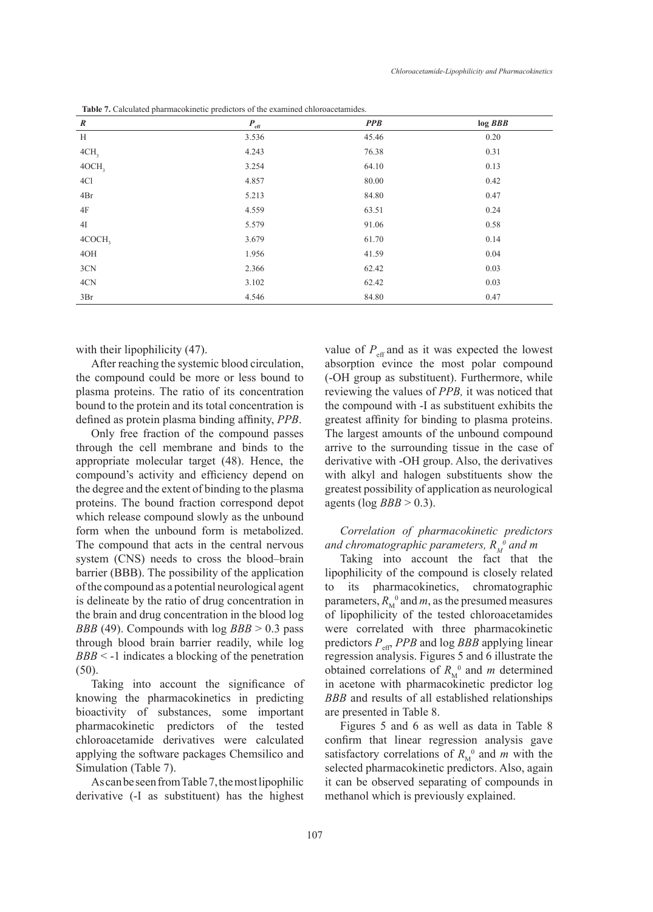**Table 7.** Calculated pharmacokinetic predictors of the examined chloroacetamides.

| *R* | $P_{eff}$ | *PPB* | log *BBB* |
|---|---|---|---|
| H | 3.536 | 45.46 | 0.20 |
| 4$CH_3$ | 4.243 | 76.38 | 0.31 |
| 4$OCH_3$ | 3.254 | 64.10 | 0.13 |
| 4Cl | 4.857 | 80.00 | 0.42 |
| 4Br | 5.213 | 84.80 | 0.47 |
| 4F | 4.559 | 63.51 | 0.24 |
| 4I | 5.579 | 91.06 | 0.58 |
| 4$COCH_3$ | 3.679 | 61.70 | 0.14 |
| 4OH | 1.956 | 41.59 | 0.04 |
| 3CN | 2.366 | 62.42 | 0.03 |
| 4CN | 3.102 | 62.42 | 0.03 |
| 3Br | 4.546 | 84.80 | 0.47 |

with their lipophilicity (47).

After reaching the systemic blood circulation, the compound could be more or less bound to plasma proteins. The ratio of its concentration bound to the protein and its total concentration is defined as protein plasma binding affinity, *PPB*.

Only free fraction of the compound passes through the cell membrane and binds to the appropriate molecular target (48). Hence, the compound's activity and efficiency depend on the degree and the extent of binding to the plasma proteins. The bound fraction correspond depot which release compound slowly as the unbound form when the unbound form is metabolized. The compound that acts in the central nervous system (CNS) needs to cross the blood–brain barrier (BBB). The possibility of the application of the compound as a potential neurological agent is delineate by the ratio of drug concentration in the brain and drug concentration in the blood log *BBB* (49). Compounds with log *BBB* > 0.3 pass through blood brain barrier readily, while log *BBB* < -1 indicates a blocking of the penetration (50).

Taking into account the significance of knowing the pharmacokinetics in predicting bioactivity of substances, some important pharmacokinetic predictors of the tested chloroacetamide derivatives were calculated applying the software packages Chemsilico and Simulation (Table 7).

As can be seen from Table 7, the most lipophilic derivative (-I as substituent) has the highest value of $P_{eff}$ and as it was expected the lowest absorption evince the most polar compound (-OH group as substituent). Furthermore, while reviewing the values of *PPB,* it was noticed that the compound with -I as substituent exhibits the greatest affinity for binding to plasma proteins. The largest amounts of the unbound compound arrive to the surrounding tissue in the case of derivative with -OH group. Also, the derivatives with alkyl and halogen substituents show the greatest possibility of application as neurological agents (log *BBB* > 0.3).

### *Correlation of pharmacokinetic predictors and chromatographic parameters, $R_M^0$ and m*

Taking into account the fact that the lipophilicity of the compound is closely related to its pharmacokinetics, chromatographic parameters, $R_M^0$ and *m*, as the presumed measures of lipophilicity of the tested chloroacetamides were correlated with three pharmacokinetic predictors $P_{eff}$, *PPB* and log *BBB* applying linear regression analysis. Figures 5 and 6 illustrate the obtained correlations of $R_M^0$ and *m* determined in acetone with pharmacokinetic predictor log *BBB* and results of all established relationships are presented in Table 8.

Figures 5 and 6 as well as data in Table 8 confirm that linear regression analysis gave satisfactory correlations of $R_M^0$ and *m* with the selected pharmacokinetic predictors. Also, again it can be observed separating of compounds in methanol which is previously explained.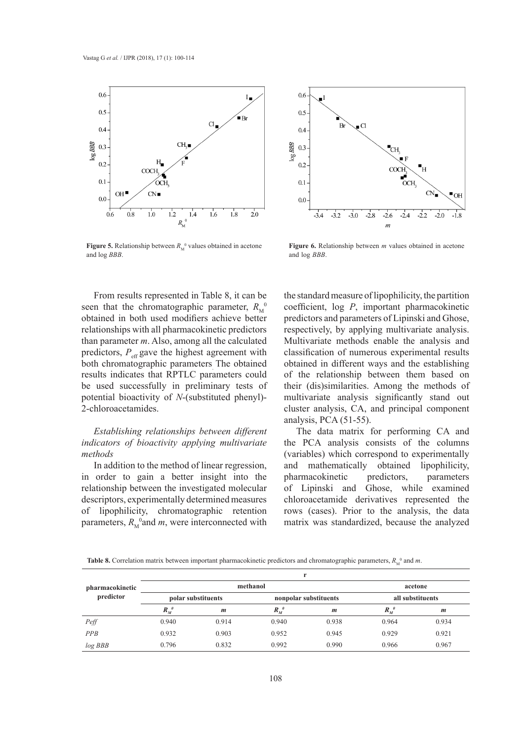**Figure 5.** Relationship between $R_M^0$ values obtained in acetone and log *BBB*.

**Figure 6.** Relationship between *m* values obtained in acetone and log *BBB*.

From results represented in Table 8, it can be seen that the chromatographic parameter, $R_M^0$ obtained in both used modifiers achieve better relationships with all pharmacokinetic predictors than parameter *m*. Also, among all the calculated predictors, $P_{eff}$ gave the highest agreement with both chromatographic parameters. The obtained results indicates that RPTLC parameters could be used successfully in preliminary tests of potential bioactivity of *N*-(substituted phenyl)-2-chloroacetamides.

*Establishing relationships between different indicators of bioactivity applying multivariate methods*

In addition to the method of linear regression, in order to gain a better insight into the relationship between the investigated molecular descriptors, experimentally determined measures of lipophilicity, chromatographic retention parameters, $R_M^0$ and *m*, were interconnected with the standard measure of lipophilicity, the partition coefficient, log *P*, important pharmacokinetic predictors and parameters of Lipinski and Ghose, respectively, by applying multivariate analysis. Multivariate methods enable the analysis and classification of numerous experimental results obtained in different ways and the establishing of the relationship between them based on their (dis)similarities. Among the methods of multivariate analysis significantly stand out cluster analysis, CA, and principal component analysis, PCA (51-55).

The data matrix for performing CA and the PCA analysis consists of the columns (variables) which correspond to experimentally and mathematically obtained lipophilicity, pharmacokinetic predictors, parameters of Lipinski and Ghose, while examined chloroacetamide derivatives represented the rows (cases). Prior to the analysis, the data matrix was standardized, because the analyzed

**Table 8.** Correlation matrix between important pharmacokinetic predictors and chromatographic parameters, $R_M^0$ and *m*.

| pharmacokinetic predictor | r | | | | | |
|---|---|---|---|---|---|---|
| | methanol | | | | acetone | |
| | polar substituents | | nonpolar substituents | | all substituents | |
| | $R_M^0$ | *m* | $R_M^0$ | *m* | $R_M^0$ | *m* |
| *Peff* | 0.940 | 0.914 | 0.940 | 0.938 | 0.964 | 0.934 |
| *PPB* | 0.932 | 0.903 | 0.952 | 0.945 | 0.929 | 0.921 |
| *log BBB* | 0.796 | 0.832 | 0.992 | 0.990 | 0.966 | 0.967 |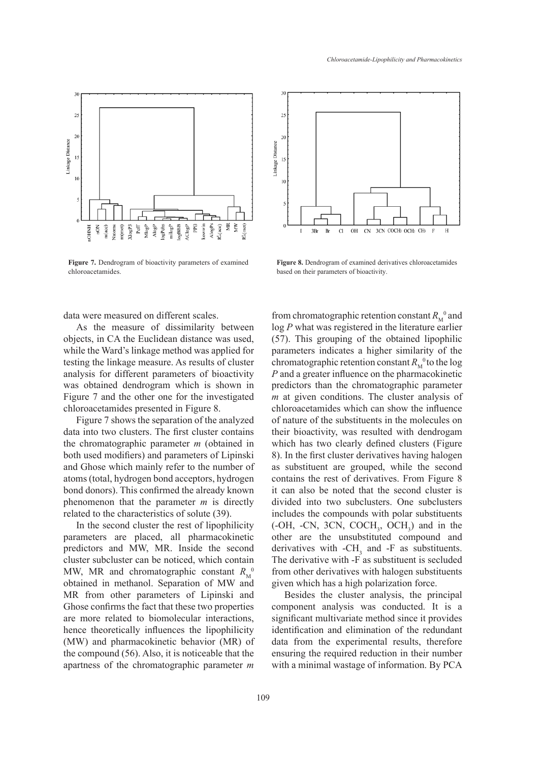**Figure 7.** Dendrogram of bioactivity parameters of examined chloroacetamides.

**Figure 8.** Dendrogram of examined derivatives chloroacetamides based on their parameters of bioactivity.

data were measured on different scales.

As the measure of dissimilarity between objects, in CA the Euclidean distance was used, while the Ward's linkage method was applied for testing the linkage measure. As results of cluster analysis for different parameters of bioactivity was obtained dendrogram which is shown in Figure 7 and the other one for the investigated chloroacetamides presented in Figure 8.

Figure 7 shows the separation of the analyzed data into two clusters. The first cluster contains the chromatographic parameter *m* (obtained in both used modifiers) and parameters of Lipinski and Ghose which mainly refer to the number of atoms (total, hydrogen bond acceptors, hydrogen bond donors). This confirmed the already known phenomenon that the parameter *m* is directly related to the characteristics of solute (39).

In the second cluster the rest of lipophilicity parameters are placed, all pharmacokinetic predictors and MW, MR. Inside the second cluster subcluster can be noticed, which contain MW, MR and chromatographic constant $R_M^0$ obtained in methanol. Separation of MW and MR from other parameters of Lipinski and Ghose confirms the fact that these two properties are more related to biomolecular interactions, hence theoretically influences the lipophilicity (MW) and pharmacokinetic behavior (MR) of the compound (56). Also, it is noticeable that the apartness of the chromatographic parameter *m* from chromatographic retention constant $R_M^0$ and log *P* what was registered in the literature earlier (57). This grouping of the obtained lipophilic parameters indicates a higher similarity of the chromatographic retention constant $R_M^0$ to the log *P* and a greater influence on the pharmacokinetic predictors than the chromatographic parameter *m* at given conditions. The cluster analysis of chloroacetamides which can show the influence of nature of the substituents in the molecules on their bioactivity, was resulted with dendrogam which has two clearly defined clusters (Figure 8). In the first cluster derivatives having halogen as substituent are grouped, while the second contains the rest of derivatives. From Figure 8 it can also be noted that the second cluster is divided into two subclusters. One subclusters includes the compounds with polar substituents (-OH, -CN, 3CN, $COCH_3$, $OCH_3$) and in the other are the unsubstituted compound and derivatives with -$CH_3$ and -F as substituents. The derivative with -F as substituent is secluded from other derivatives with halogen substituents given which has a high polarization force.

Besides the cluster analysis, the principal component analysis was conducted. It is a significant multivariate method since it provides identification and elimination of the redundant data from the experimental results, therefore ensuring the required reduction in their number with a minimal wastage of information. By PCA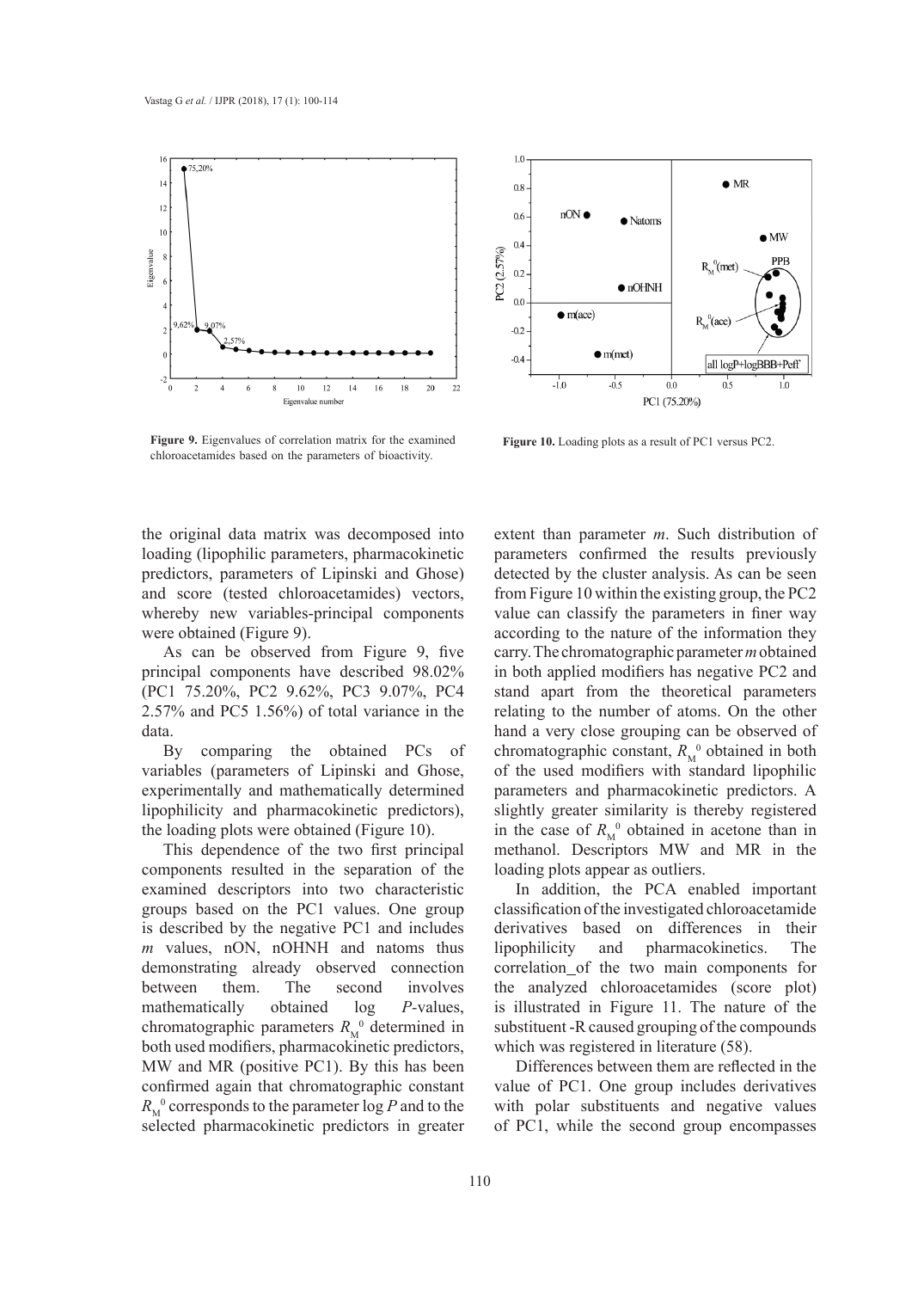**Figure 9.** Eigenvalues of correlation matrix for the examined chloroacetamides based on the parameters of bioactivity.

**Figure 10.** Loading plots as a result of PC1 versus PC2.

the original data matrix was decomposed into loading (lipophilic parameters, pharmacokinetic predictors, parameters of Lipinski and Ghose) and score (tested chloroacetamides) vectors, whereby new variables-principal components were obtained (Figure 9).

As can be observed from Figure 9, five principal components have described 98.02% (PC1 75.20%, PC2 9.62%, PC3 9.07%, PC4 2.57% and PC5 1.56%) of total variance in the data.

By comparing the obtained PCs of variables (parameters of Lipinski and Ghose, experimentally and mathematically determined lipophilicity and pharmacokinetic predictors), the loading plots were obtained (Figure 10).

This dependence of the two first principal components resulted in the separation of the examined descriptors into two characteristic groups based on the PC1 values. One group is described by the negative PC1 and includes *m* values, nON, nOHNH and natoms thus demonstrating already observed connection between them. The second involves mathematically obtained log *P*-values, chromatographic parameters $R_M^0$ determined in both used modifiers, pharmacokinetic predictors, MW and MR (positive PC1). By this has been confirmed again that chromatographic constant $R_M^0$ corresponds to the parameter log *P* and to the selected pharmacokinetic predictors in greater extent than parameter *m*. Such distribution of parameters confirmed the results previously detected by the cluster analysis. As can be seen from Figure 10 within the existing group, the PC2 value can classify the parameters in finer way according to the nature of the information they carry. The chromatographic parameter *m* obtained in both applied modifiers has negative PC2 and stand apart from the theoretical parameters relating to the number of atoms. On the other hand a very close grouping can be observed of chromatographic constant, $R_M^0$ obtained in both of the used modifiers with standard lipophilic parameters and pharmacokinetic predictors. A slightly greater similarity is thereby registered in the case of $R_M^0$ obtained in acetone than in methanol. Descriptors MW and MR in the loading plots appear as outliers.

In addition, the PCA enabled important classification of the investigated chloroacetamide derivatives based on differences in their lipophilicity and pharmacokinetics. The correlation_of the two main components for the analyzed chloroacetamides (score plot) is illustrated in Figure 11. The nature of the substituent -R caused grouping of the compounds which was registered in literature (58).

Differences between them are reflected in the value of PC1. One group includes derivatives with polar substituents and negative values of PC1, while the second group encompasses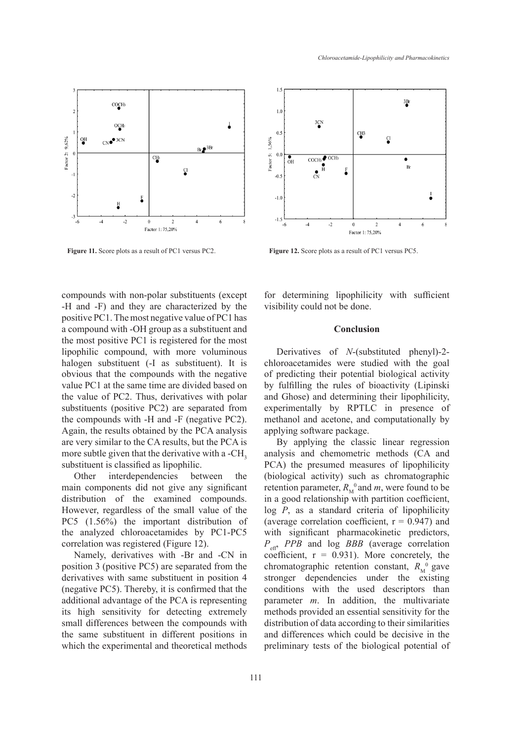Figure 11. Score plots as a result of PC1 versus PC2.

Figure 12. Score plots as a result of PC1 versus PC5.

compounds with non-polar substituents (except -H and -F) and they are characterized by the positive PC1. The most negative value of PC1 has a compound with -OH group as a substituent and the most positive PC1 is registered for the most lipophilic compound, with more voluminous halogen substituent (-I as substituent). It is obvious that the compounds with the negative value PC1 at the same time are divided based on the value of PC2. Thus, derivatives with polar substituents (positive PC2) are separated from the compounds with -H and -F (negative PC2). Again, the results obtained by the PCA analysis are very similar to the CA results, but the PCA is more subtle given that the derivative with a -$CH_3$ substituent is classified as lipophilic.

Other interdependencies between the main components did not give any significant distribution of the examined compounds. However, regardless of the small value of the PC5 (1.56%) the important distribution of the analyzed chloroacetamides by PC1-PC5 correlation was registered (Figure 12).

Namely, derivatives with -Br and -CN in position 3 (positive PC5) are separated from the derivatives with same substituent in position 4 (negative PC5). Thereby, it is confirmed that the additional advantage of the PCA is representing its high sensitivity for detecting extremely small differences between the compounds with the same substituent in different positions in which the experimental and theoretical methods for determining lipophilicity with sufficient visibility could not be done.

## Conclusion

Derivatives of *N*-(substituted phenyl)-2-chloroacetamides were studied with the goal of predicting their potential biological activity by fulfilling the rules of bioactivity (Lipinski and Ghose) and determining their lipophilicity, experimentally by RPTLC in presence of methanol and acetone, and computationally by applying software package.

By applying the classic linear regression analysis and chemometric methods (CA and PCA) the presumed measures of lipophilicity (biological activity) such as chromatographic retention parameter, $R_M^0$ and *m*, were found to be in a good relationship with partition coefficient, log *P*, as a standard criteria of lipophilicity (average correlation coefficient, r = 0.947) and with significant pharmacokinetic predictors, $P_{eff}$, *PPB* and log *BBB* (average correlation coefficient, r = 0.931). More concretely, the chromatographic retention constant, $R_M^0$ gave stronger dependencies under the existing conditions with the used descriptors than parameter *m*. In addition, the multivariate methods provided an essential sensitivity for the distribution of data according to their similarities and differences which could be decisive in the preliminary tests of the biological potential of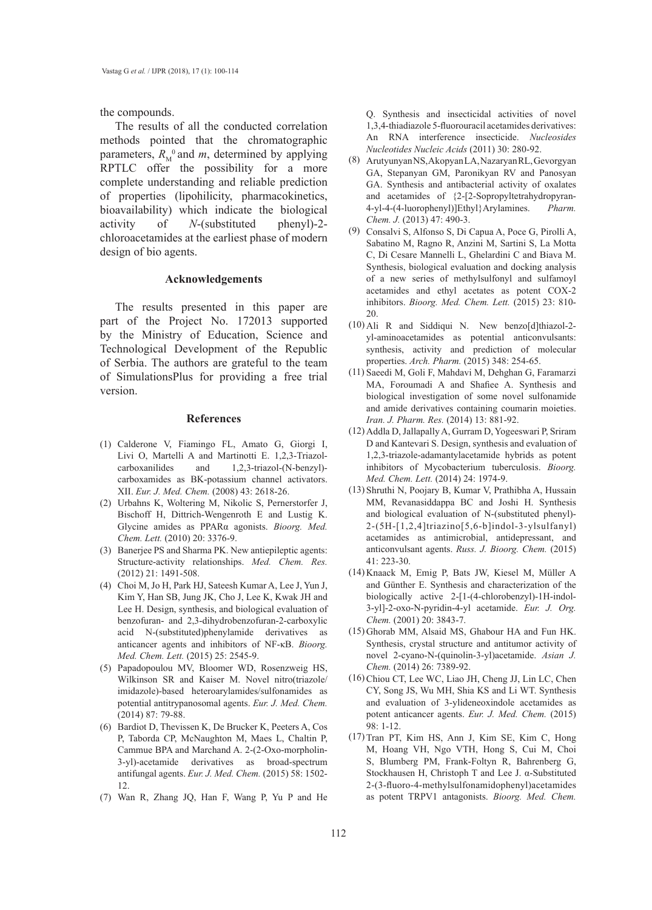the compounds.

The results of all the conducted correlation methods pointed that the chromatographic parameters, $R_M^0$ and $m$, determined by applying RPTLC offer the possibility for a more complete understanding and reliable prediction of properties (lipohilicity, pharmacokinetics, bioavailability) which indicate the biological activity of *N*-(substituted phenyl)-2-chloroacetamides at the earliest phase of modern design of bio agents.

## Acknowledgements

The results presented in this paper are part of the Project No. 172013 supported by the Ministry of Education, Science and Technological Development of the Republic of Serbia. The authors are grateful to the team of SimulationsPlus for providing a free trial version.

## References

(1) Calderone V, Fiamingo FL, Amato G, Giorgi I, Livi O, Martelli A and Martinotti E. 1,2,3-Triazol-carboxanilides and 1,2,3-triazol-(N-benzyl)-carboxamides as BK-potassium channel activators. XII. *Eur. J. Med. Chem.* (2008) 43: 2618-26.

(2) Urbahns K, Woltering M, Nikolic S, Pernerstorfer J, Bischoff H, Dittrich-Wengenroth E and Lustig K. Glycine amides as PPARα agonists. *Bioorg. Med. Chem. Lett.* (2010) 20: 3376-9.

(3) Banerjee PS and Sharma PK. New antiepileptic agents: Structure-activity relationships. *Med. Chem. Res.* (2012) 21: 1491-508.

(4) Choi M, Jo H, Park HJ, Sateesh Kumar A, Lee J, Yun J, Kim Y, Han SB, Jung JK, Cho J, Lee K, Kwak JH and Lee H. Design, synthesis, and biological evaluation of benzofuran- and 2,3-dihydrobenzofuran-2-carboxylic acid N-(substituted)phenylamide derivatives as anticancer agents and inhibitors of NF-κB. *Bioorg. Med. Chem. Lett.* (2015) 25: 2545-9.

(5) Papadopoulou MV, Bloomer WD, Rosenzweig HS, Wilkinson SR and Kaiser M. Novel nitro(triazole/imidazole)-based heteroarylamides/sulfonamides as potential antitrypanosomal agents. *Eur. J. Med. Chem.* (2014) 87: 79-88.

(6) Bardiot D, Thevissen K, De Brucker K, Peeters A, Cos P, Taborda CP, McNaughton M, Maes L, Chaltin P, Cammue BPA and Marchand A. 2-(2-Oxo-morpholin-3-yl)-acetamide derivatives as broad-spectrum antifungal agents. *Eur. J. Med. Chem.* (2015) 58: 1502-12.

(7) Wan R, Zhang JQ, Han F, Wang P, Yu P and He Q. Synthesis and insecticidal activities of novel 1,3,4-thiadiazole 5-fluorouracil acetamides derivatives: An RNA interference insecticide. *Nucleosides Nucleotides Nucleic Acids* (2011) 30: 280-92.

(8) Arutyunyan NS, Akopyan LA, Nazaryan RL, Gevorgyan GA, Stepanyan GM, Paronikyan RV and Panosyan GA. Synthesis and antibacterial activity of oxalates and acetamides of {2-[2-Sopropyltetrahydropyran-4-yl-4-(4-luorophenyl)]Ethyl}Arylamines. *Pharm. Chem. J.* (2013) 47: 490-3.

(9) Consalvi S, Alfonso S, Di Capua A, Poce G, Pirolli A, Sabatino M, Ragno R, Anzini M, Sartini S, La Motta C, Di Cesare Mannelli L, Ghelardini C and Biava M. Synthesis, biological evaluation and docking analysis of a new series of methylsulfonyl and sulfamoyl acetamides and ethyl acetates as potent COX-2 inhibitors. *Bioorg. Med. Chem. Lett.* (2015) 23: 810-20.

(10) Ali R and Siddiqui N. New benzo[d]thiazol-2-yl-aminoacetamides as potential anticonvulsants: synthesis, activity and prediction of molecular properties. *Arch. Pharm.* (2015) 348: 254-65.

(11) Saeedi M, Goli F, Mahdavi M, Dehghan G, Faramarzi MA, Foroumadi A and Shafiee A. Synthesis and biological investigation of some novel sulfonamide and amide derivatives containing coumarin moieties. *Iran. J. Pharm. Res.* (2014) 13: 881-92.

(12) Addla D, Jallapally A, Gurram D, Yogeeswari P, Sriram D and Kantevari S. Design, synthesis and evaluation of 1,2,3-triazole-adamantylacetamide hybrids as potent inhibitors of Mycobacterium tuberculosis. *Bioorg. Med. Chem. Lett.* (2014) 24: 1974-9.

(13) Shruthi N, Poojary B, Kumar V, Prathibha A, Hussain MM, Revanasiddappa BC and Joshi H. Synthesis and biological evaluation of N-(substituted phenyl)-2-(5H-[1,2,4]triazino[5,6-b]indol-3-ylsulfanyl) acetamides as antimicrobial, antidepressant, and anticonvulsant agents. *Russ. J. Bioorg. Chem.* (2015) 41: 223-30.

(14) Knaack M, Emig P, Bats JW, Kiesel M, Müller A and Günther E. Synthesis and characterization of the biologically active 2-[1-(4-chlorobenzyl)-1H-indol-3-yl]-2-oxo-N-pyridin-4-yl acetamide. *Eur. J. Org. Chem.* (2001) 20: 3843-7.

(15) Ghorab MM, Alsaid MS, Ghabour HA and Fun HK. Synthesis, crystal structure and antitumor activity of novel 2-cyano-N-(quinolin-3-yl)acetamide. *Asian J. Chem.* (2014) 26: 7389-92.

(16) Chiou CT, Lee WC, Liao JH, Cheng JJ, Lin LC, Chen CY, Song JS, Wu MH, Shia KS and Li WT. Synthesis and evaluation of 3-ylideneoxindole acetamides as potent anticancer agents. *Eur. J. Med. Chem.* (2015) 98: 1-12.

(17) Tran PT, Kim HS, Ann J, Kim SE, Kim C, Hong M, Hoang VH, Ngo VTH, Hong S, Cui M, Choi S, Blumberg PM, Frank-Foltyn R, Bahrenberg G, Stockhausen H, Christoph T and Lee J. α-Substituted 2-(3-fluoro-4-methylsulfonamidophenyl)acetamides as potent TRPV1 antagonists. *Bioorg. Med. Chem.*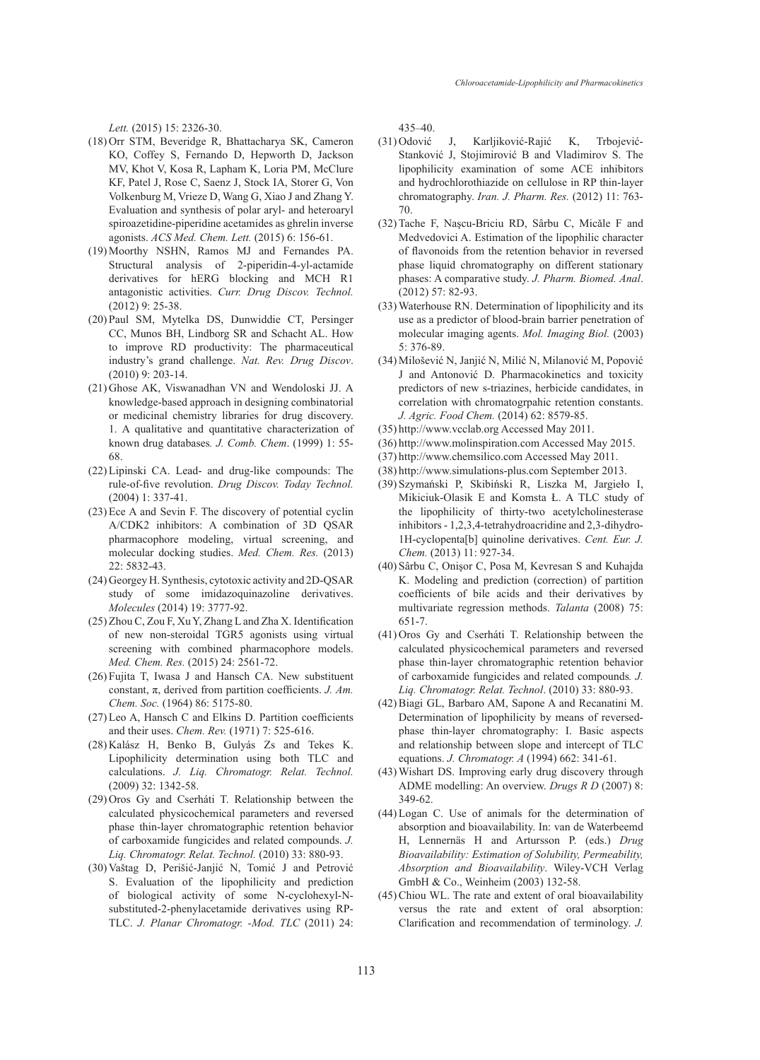*Lett.* (2015) 15: 2326-30.

(18) Orr STM, Beveridge R, Bhattacharya SK, Cameron KO, Coffey S, Fernando D, Hepworth D, Jackson MV, Khot V, Kosa R, Lapham K, Loria PM, McClure KF, Patel J, Rose C, Saenz J, Stock IA, Storer G, Von Volkenburg M, Vrieze D, Wang G, Xiao J and Zhang Y. Evaluation and synthesis of polar aryl- and heteroaryl spiroazetidine-piperidine acetamides as ghrelin inverse agonists. *ACS Med. Chem. Lett.* (2015) 6: 156-61.

(19) Moorthy NSHN, Ramos MJ and Fernandes PA. Structural analysis of 2-piperidin-4-yl-actamide derivatives for hERG blocking and MCH R1 antagonistic activities. *Curr. Drug Discov. Technol.* (2012) 9: 25-38.

(20) Paul SM, Mytelka DS, Dunwiddie CT, Persinger CC, Munos BH, Lindborg SR and Schacht AL. How to improve RD productivity: The pharmaceutical industry's grand challenge. *Nat. Rev. Drug Discov*. (2010) 9: 203-14.

(21) Ghose AK, Viswanadhan VN and Wendoloski JJ. A knowledge-based approach in designing combinatorial or medicinal chemistry libraries for drug discovery. 1. A qualitative and quantitative characterization of known drug databases*. J. Comb. Chem*. (1999) 1: 55-68.

(22) Lipinski CA. Lead- and drug-like compounds: The rule-of-five revolution. *Drug Discov. Today Technol.* (2004) 1: 337-41.

(23) Ece A and Sevin F. The discovery of potential cyclin A/CDK2 inhibitors: A combination of 3D QSAR pharmacophore modeling, virtual screening, and molecular docking studies. *Med. Chem. Res.* (2013) 22: 5832-43.

(24) Georgey H. Synthesis, cytotoxic activity and 2D-QSAR study of some imidazoquinazoline derivatives. *Molecules* (2014) 19: 3777-92.

(25) Zhou C, Zou F, Xu Y, Zhang L and Zha X. Identification of new non-steroidal TGR5 agonists using virtual screening with combined pharmacophore models. *Med. Chem. Res.* (2015) 24: 2561-72.

(26) Fujita T, Iwasa J and Hansch CA. New substituent constant, π, derived from partition coefficients. *J. Am. Chem. Soc.* (1964) 86: 5175-80.

(27) Leo A, Hansch C and Elkins D. Partition coefficients and their uses. *Chem. Rev.* (1971) 7: 525-616.

(28) Kalász H, Benko B, Gulyás Zs and Tekes K. Lipophilicity determination using both TLC and calculations. *J. Liq. Chromatogr. Relat. Technol.* (2009) 32: 1342-58.

(29) Oros Gy and Cserháti T. Relationship between the calculated physicochemical parameters and reversed phase thin-layer chromatographic retention behavior of carboxamide fungicides and related compounds. *J. Liq. Chromatogr. Relat. Technol.* (2010) 33: 880-93.

(30) Vaštag D, Perišić-Janjić N, Tomić J and Petrović S. Evaluation of the lipophilicity and prediction of biological activity of some N-cyclohexyl-N-substituted-2-phenylacetamide derivatives using RP-TLC. *J. Planar Chromatogr. -Mod. TLC* (2011) 24: 435–40.

(31) Odović J, Karljiković-Rajić K, Trbojević-Stanković J, Stojimirović B and Vladimirov S. The lipophilicity examination of some ACE inhibitors and hydrochlorothiazide on cellulose in RP thin-layer chromatography. *Iran. J. Pharm. Res.* (2012) 11: 763-70.

(32) Tache F, Naşcu-Briciu RD, Sârbu C, Micăle F and Medvedovici A. Estimation of the lipophilic character of flavonoids from the retention behavior in reversed phase liquid chromatography on different stationary phases: A comparative study. *J. Pharm. Biomed. Anal*. (2012) 57: 82-93.

(33) Waterhouse RN. Determination of lipophilicity and its use as a predictor of blood-brain barrier penetration of molecular imaging agents. *Mol. Imaging Biol.* (2003) 5: 376-89.

(34) Milošević N, Janjić N, Milić N, Milanović M, Popović J and Antonović D. Pharmacokinetics and toxicity predictors of new s-triazines, herbicide candidates, in correlation with chromatogrpahic retention constants. *J. Agric. Food Chem.* (2014) 62: 8579-85.

(35) http://www.vcclab.org Accessed May 2011.

(36) http://www.molinspiration.com Accessed May 2015.

(37) http://www.chemsilico.com Accessed May 2011.

(38) http://www.simulations-plus.com September 2013.

(39) Szymański P, Skibiński R, Liszka M, Jargieło I, Mikiciuk-Olasik E and Komsta Ł. A TLC study of the lipophilicity of thirty-two acetylcholinesterase inhibitors - 1,2,3,4-tetrahydroacridine and 2,3-dihydro-1H-cyclopenta[b] quinoline derivatives. *Cent. Eur. J. Chem.* (2013) 11: 927-34.

(40) Sârbu C, Onişor C, Posa M, Kevresan S and Kuhajda K. Modeling and prediction (correction) of partition coefficients of bile acids and their derivatives by multivariate regression methods. *Talanta* (2008) 75: 651-7.

(41) Oros Gy and Cserháti T. Relationship between the calculated physicochemical parameters and reversed phase thin-layer chromatographic retention behavior of carboxamide fungicides and related compounds*. J. Liq. Chromatogr. Relat. Technol*. (2010) 33: 880-93.

(42) Biagi GL, Barbaro AM, Sapone A and Recanatini M. Determination of lipophilicity by means of reversed-phase thin-layer chromatography: I. Basic aspects and relationship between slope and intercept of TLC equations. *J. Chromatogr. A* (1994) 662: 341-61.

(43) Wishart DS. Improving early drug discovery through ADME modelling: An overview. *Drugs R D* (2007) 8: 349-62.

(44) Logan C. Use of animals for the determination of absorption and bioavailability. In: van de Waterbeemd H, Lennernäs H and Artursson P. (eds.) *Drug Bioavailability: Estimation of Solubility, Permeability, Absorption and Bioavailability*. Wiley-VCH Verlag GmbH & Co., Weinheim (2003) 132-58.

(45) Chiou WL. The rate and extent of oral bioavailability versus the rate and extent of oral absorption: Clarification and recommendation of terminology. *J.*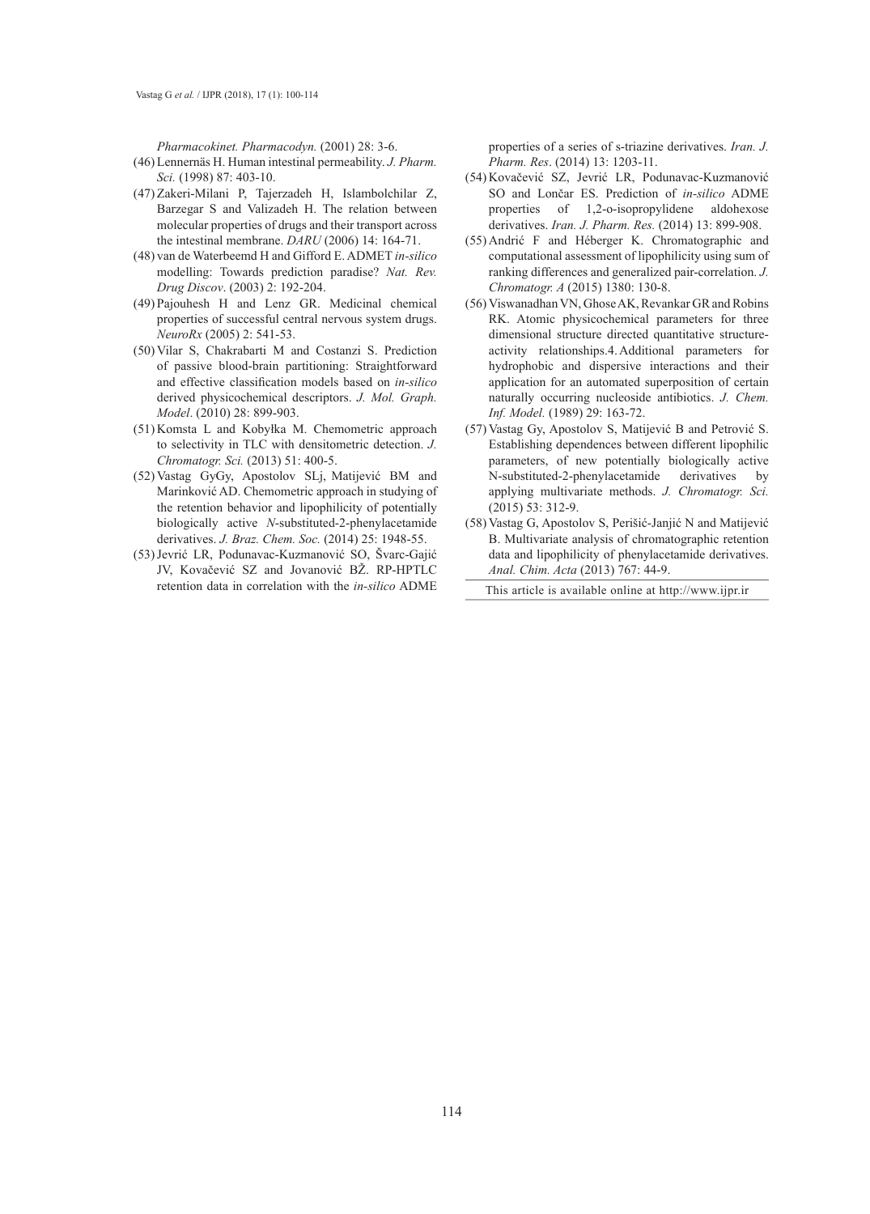*Pharmacokinet. Pharmacodyn.* (2001) 28: 3-6.

(46) Lennernäs H. Human intestinal permeability. *J. Pharm. Sci.* (1998) 87: 403-10.

(47) Zakeri-Milani P, Tajerzadeh H, Islambolchilar Z, Barzegar S and Valizadeh H. The relation between molecular properties of drugs and their transport across the intestinal membrane. *DARU* (2006) 14: 164-71.

(48) van de Waterbeemd H and Gifford E. ADMET *in-silico* modelling: Towards prediction paradise? *Nat. Rev. Drug Discov*. (2003) 2: 192-204.

(49) Pajouhesh H and Lenz GR. Medicinal chemical properties of successful central nervous system drugs. *NeuroRx* (2005) 2: 541-53.

(50) Vilar S, Chakrabarti M and Costanzi S. Prediction of passive blood-brain partitioning: Straightforward and effective classification models based on *in-silico* derived physicochemical descriptors. *J. Mol. Graph. Model*. (2010) 28: 899-903.

(51) Komsta L and Kobyłka M. Chemometric approach to selectivity in TLC with densitometric detection. *J. Chromatogr. Sci.* (2013) 51: 400-5.

(52) Vastag GyGy, Apostolov SLj, Matijević BM and Marinković AD. Chemometric approach in studying of the retention behavior and lipophilicity of potentially biologically active *N*-substituted-2-phenylacetamide derivatives. *J. Braz. Chem. Soc.* (2014) 25: 1948-55.

(53) Jevrić LR, Podunavac-Kuzmanović SO, Švarc-Gajić JV, Kovačević SZ and Jovanović BŽ. RP-HPTLC retention data in correlation with the *in-silico* ADME properties of a series of s-triazine derivatives. *Iran. J. Pharm. Res*. (2014) 13: 1203-11.

(54) Kovačević SZ, Jevrić LR, Podunavac-Kuzmanović SO and Lončar ES. Prediction of *in-silico* ADME properties of 1,2-o-isopropylidene aldohexose derivatives. *Iran. J. Pharm. Res.* (2014) 13: 899-908.

(55) Andrić F and Héberger K. Chromatographic and computational assessment of lipophilicity using sum of ranking differences and generalized pair-correlation. *J. Chromatogr. A* (2015) 1380: 130-8.

(56) Viswanadhan VN, Ghose AK, Revankar GR and Robins RK. Atomic physicochemical parameters for three dimensional structure directed quantitative structure-activity relationships.4. Additional parameters for hydrophobic and dispersive interactions and their application for an automated superposition of certain naturally occurring nucleoside antibiotics. *J. Chem. Inf. Model.* (1989) 29: 163-72.

(57) Vastag Gy, Apostolov S, Matijević B and Petrović S. Establishing dependences between different lipophilic parameters, of new potentially biologically active N-substituted-2-phenylacetamide derivatives by applying multivariate methods. *J. Chromatogr. Sci.* (2015) 53: 312-9.

(58) Vastag G, Apostolov S, Perišić-Janjić N and Matijević B. Multivariate analysis of chromatographic retention data and lipophilicity of phenylacetamide derivatives. *Anal. Chim. Acta* (2013) 767: 44-9.

This article is available online at http://www.ijpr.ir